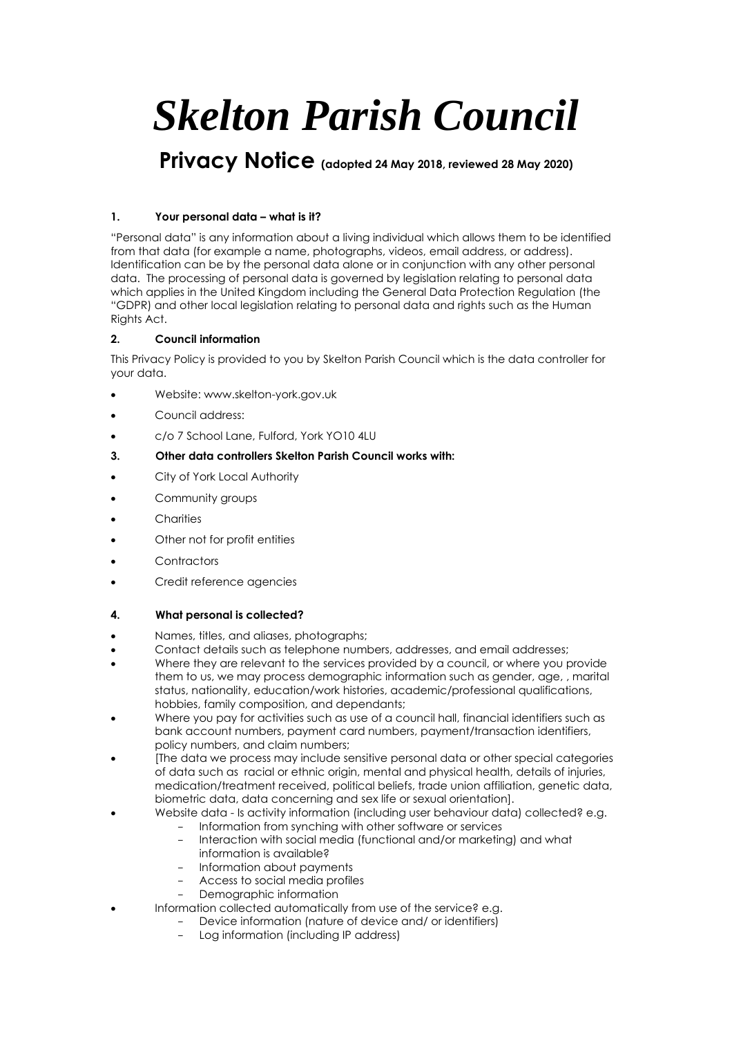# *Skelton Parish Council*

## Privacy Notice (adopted 24 May 2018, reviewed 28 May 2020)

### 1. Your personal data – what is it?

"Personal data" is any information about a living individual which allows them to be identified from that data (for example a name, photographs, videos, email address, or address). Identification can be by the personal data alone or in conjunction with any other personal data. The processing of personal data is governed by legislation relating to personal data which applies in the United Kingdom including the General Data Protection Regulation (the "GDPR) and other local legislation relating to personal data and rights such as the Human Rights Act.

### 2. Council information

This Privacy Policy is provided to you by Skelton Parish Council which is the data controller for your data.

- Website: www.skelton-york.gov.uk
- Council address:
- c/o 7 School Lane, Fulford, York YO10 4LU

### 3. Other data controllers Skelton Parish Council works with:

- City of York Local Authority
- Community groups
- Charities
- Other not for profit entities
- Contractors
- Credit reference agencies

### 4. What personal is collected?

- Names, titles, and aliases, photographs;
- Contact details such as telephone numbers, addresses, and email addresses;
- Where they are relevant to the services provided by a council, or where you provide them to us, we may process demographic information such as gender, age, , marital status, nationality, education/work histories, academic/professional qualifications, hobbies, family composition, and dependants;
- Where you pay for activities such as use of a council hall, financial identifiers such as bank account numbers, payment card numbers, payment/transaction identifiers, policy numbers, and claim numbers;
- [The data we process may include sensitive personal data or other special categories of data such as racial or ethnic origin, mental and physical health, details of injuries, medication/treatment received, political beliefs, trade union affiliation, genetic data, biometric data, data concerning and sex life or sexual orientation].
- Website data - Is activity information (including user behaviour data) collected? e.g.
  - Information from synching with other software or services
  - Interaction with social media (functional and/or marketing) and what information is available?
  - Information about payments
  - Access to social media profiles
  - Demographic information
- Information collected automatically from use of the service? e.g.
  - Device information (nature of device and/ or identifiers)
  - Log information (including IP address)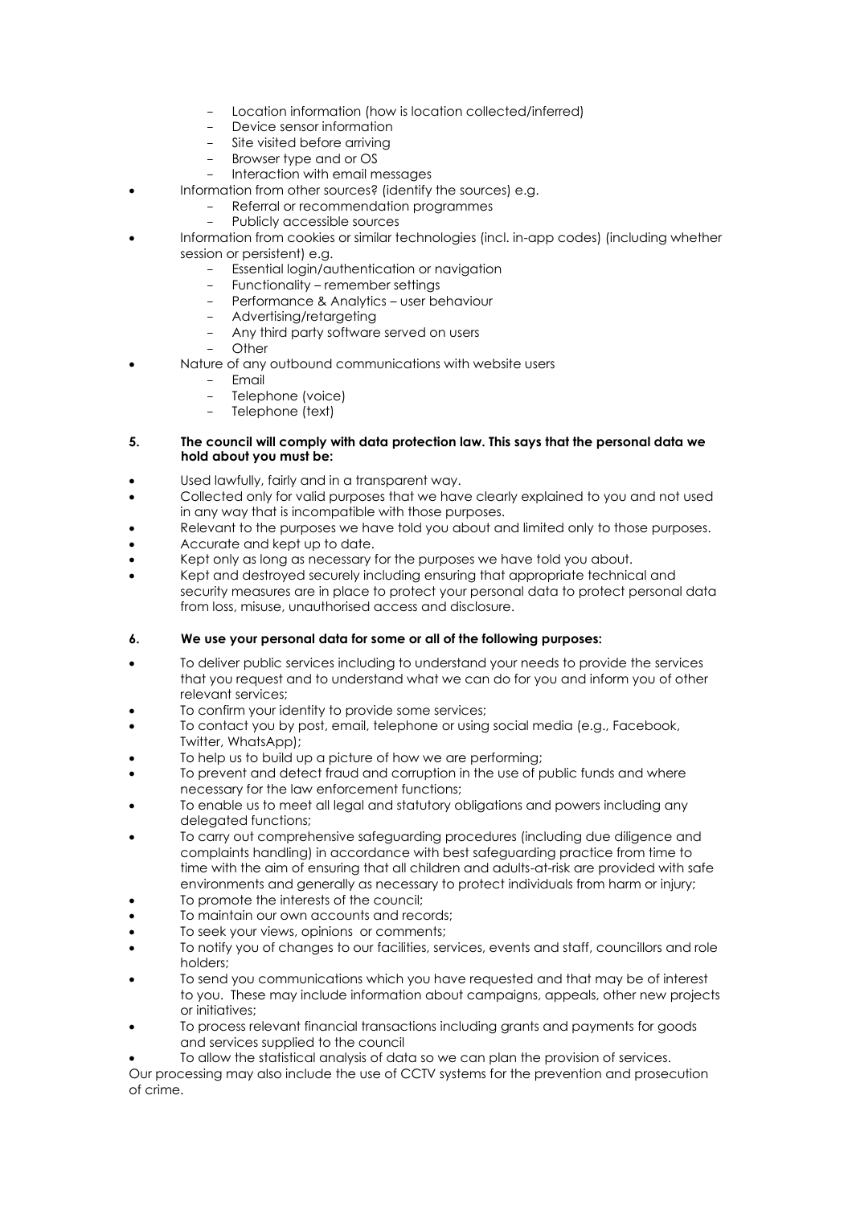- Location information (how is location collected/inferred)
  - Device sensor information
  - Site visited before arriving
  - Browser type and or OS
  - Interaction with email messages
- Information from other sources? (identify the sources) e.g.
  - Referral or recommendation programmes
  - Publicly accessible sources
- Information from cookies or similar technologies (incl. in-app codes) (including whether session or persistent) e.g.
  - Essential login/authentication or navigation
  - Functionality – remember settings
  - Performance & Analytics – user behaviour
  - Advertising/retargeting
  - Any third party software served on users
  - Other
- Nature of any outbound communications with website users
  - Email
  - Telephone (voice)
  - Telephone (text)

**5. The council will comply with data protection law. This says that the personal data we hold about you must be:**

- Used lawfully, fairly and in a transparent way.
- Collected only for valid purposes that we have clearly explained to you and not used in any way that is incompatible with those purposes.
- Relevant to the purposes we have told you about and limited only to those purposes.
- Accurate and kept up to date.
- Kept only as long as necessary for the purposes we have told you about.
- Kept and destroyed securely including ensuring that appropriate technical and security measures are in place to protect your personal data to protect personal data from loss, misuse, unauthorised access and disclosure.

**6. We use your personal data for some or all of the following purposes:**

- To deliver public services including to understand your needs to provide the services that you request and to understand what we can do for you and inform you of other relevant services;
- To confirm your identity to provide some services;
- To contact you by post, email, telephone or using social media (e.g., Facebook, Twitter, WhatsApp);
- To help us to build up a picture of how we are performing;
- To prevent and detect fraud and corruption in the use of public funds and where necessary for the law enforcement functions;
- To enable us to meet all legal and statutory obligations and powers including any delegated functions;
- To carry out comprehensive safeguarding procedures (including due diligence and complaints handling) in accordance with best safeguarding practice from time to time with the aim of ensuring that all children and adults-at-risk are provided with safe environments and generally as necessary to protect individuals from harm or injury;
- To promote the interests of the council;
- To maintain our own accounts and records;
- To seek your views, opinions or comments;
- To notify you of changes to our facilities, services, events and staff, councillors and role holders;
- To send you communications which you have requested and that may be of interest to you. These may include information about campaigns, appeals, other new projects or initiatives;
- To process relevant financial transactions including grants and payments for goods and services supplied to the council
- To allow the statistical analysis of data so we can plan the provision of services.

Our processing may also include the use of CCTV systems for the prevention and prosecution of crime.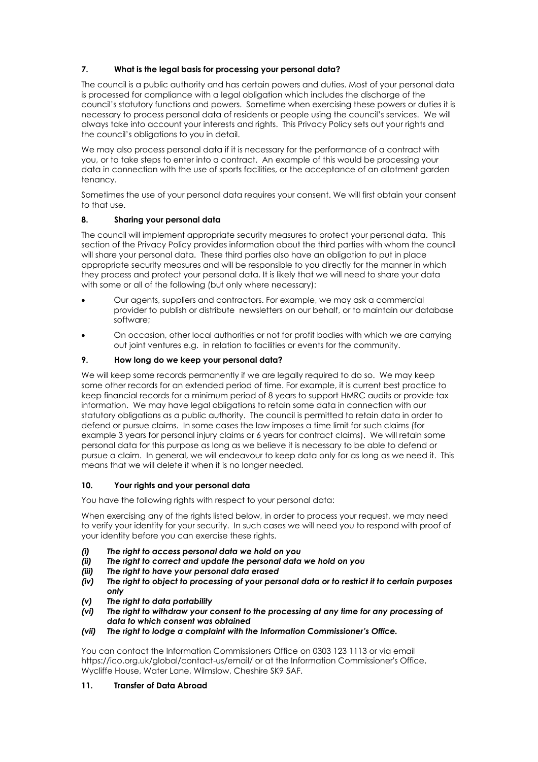## 7. What is the legal basis for processing your personal data?

The council is a public authority and has certain powers and duties. Most of your personal data is processed for compliance with a legal obligation which includes the discharge of the council's statutory functions and powers. Sometime when exercising these powers or duties it is necessary to process personal data of residents or people using the council's services. We will always take into account your interests and rights. This Privacy Policy sets out your rights and the council's obligations to you in detail.

We may also process personal data if it is necessary for the performance of a contract with you, or to take steps to enter into a contract. An example of this would be processing your data in connection with the use of sports facilities, or the acceptance of an allotment garden tenancy.

Sometimes the use of your personal data requires your consent. We will first obtain your consent to that use.

## 8. Sharing your personal data

The council will implement appropriate security measures to protect your personal data. This section of the Privacy Policy provides information about the third parties with whom the council will share your personal data. These third parties also have an obligation to put in place appropriate security measures and will be responsible to you directly for the manner in which they process and protect your personal data. It is likely that we will need to share your data with some or all of the following (but only where necessary):

- Our agents, suppliers and contractors. For example, we may ask a commercial provider to publish or distribute newsletters on our behalf, or to maintain our database software;
- On occasion, other local authorities or not for profit bodies with which we are carrying out joint ventures e.g. in relation to facilities or events for the community.

## 9. How long do we keep your personal data?

We will keep some records permanently if we are legally required to do so. We may keep some other records for an extended period of time. For example, it is current best practice to keep financial records for a minimum period of 8 years to support HMRC audits or provide tax information. We may have legal obligations to retain some data in connection with our statutory obligations as a public authority. The council is permitted to retain data in order to defend or pursue claims. In some cases the law imposes a time limit for such claims (for example 3 years for personal injury claims or 6 years for contract claims). We will retain some personal data for this purpose as long as we believe it is necessary to be able to defend or pursue a claim. In general, we will endeavour to keep data only for as long as we need it. This means that we will delete it when it is no longer needed.

## 10. Your rights and your personal data

You have the following rights with respect to your personal data:

When exercising any of the rights listed below, in order to process your request, we may need to verify your identity for your security. In such cases we will need you to respond with proof of your identity before you can exercise these rights.

***(i) The right to access personal data we hold on you***  
***(ii) The right to correct and update the personal data we hold on you***  
***(iii) The right to have your personal data erased***  
***(iv) The right to object to processing of your personal data or to restrict it to certain purposes only***  
***(v) The right to data portability***  
***(vi) The right to withdraw your consent to the processing at any time for any processing of data to which consent was obtained***  
***(vii) The right to lodge a complaint with the Information Commissioner's Office.***

You can contact the Information Commissioners Office on 0303 123 1113 or via email https://ico.org.uk/global/contact-us/email/ or at the Information Commissioner's Office, Wycliffe House, Water Lane, Wilmslow, Cheshire SK9 5AF.

## 11. Transfer of Data Abroad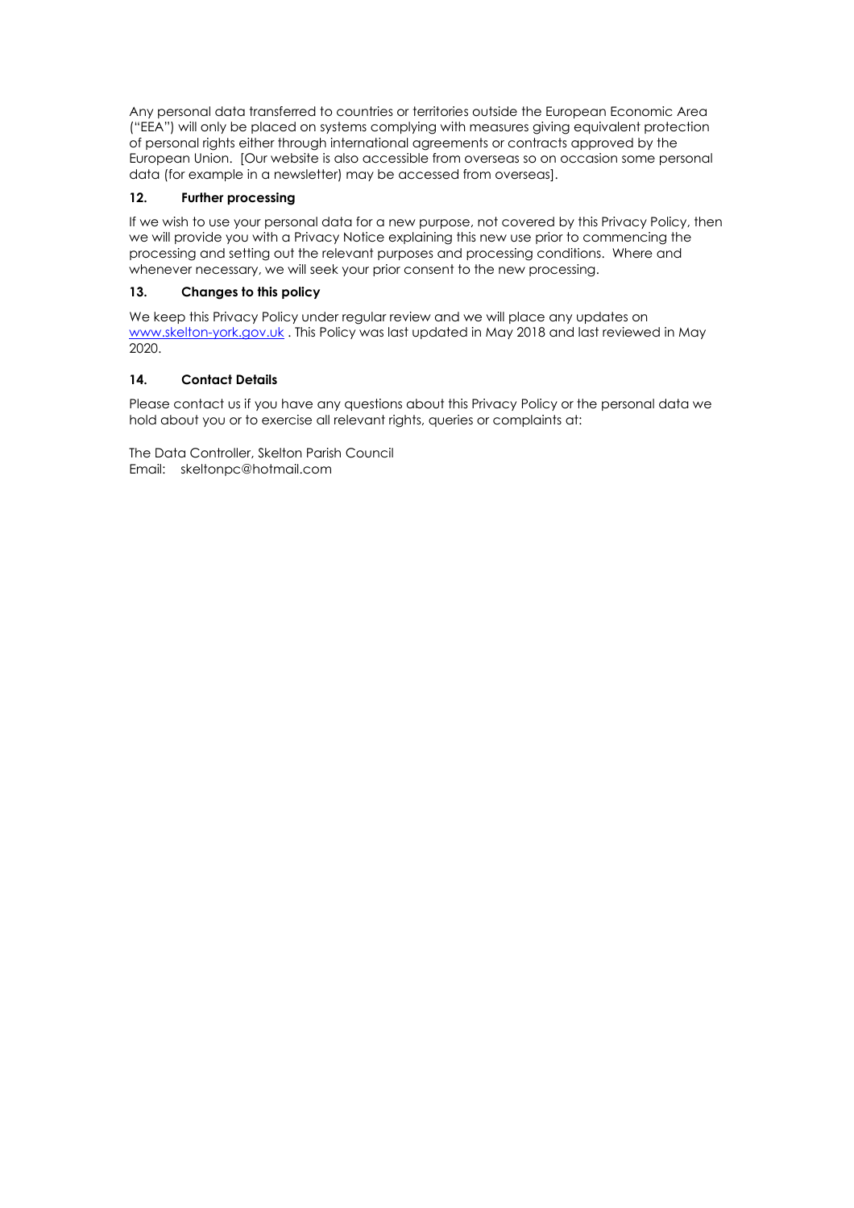Any personal data transferred to countries or territories outside the European Economic Area ("EEA") will only be placed on systems complying with measures giving equivalent protection of personal rights either through international agreements or contracts approved by the European Union. [Our website is also accessible from overseas so on occasion some personal data (for example in a newsletter) may be accessed from overseas].

### 12. Further processing

If we wish to use your personal data for a new purpose, not covered by this Privacy Policy, then we will provide you with a Privacy Notice explaining this new use prior to commencing the processing and setting out the relevant purposes and processing conditions. Where and whenever necessary, we will seek your prior consent to the new processing.

### 13. Changes to this policy

We keep this Privacy Policy under regular review and we will place any updates on [www.skelton-york.gov.uk](http://www.skelton-york.gov.uk) . This Policy was last updated in May 2018 and last reviewed in May 2020.

### 14. Contact Details

Please contact us if you have any questions about this Privacy Policy or the personal data we hold about you or to exercise all relevant rights, queries or complaints at:

The Data Controller, Skelton Parish Council
Email: skeltonpc@hotmail.com